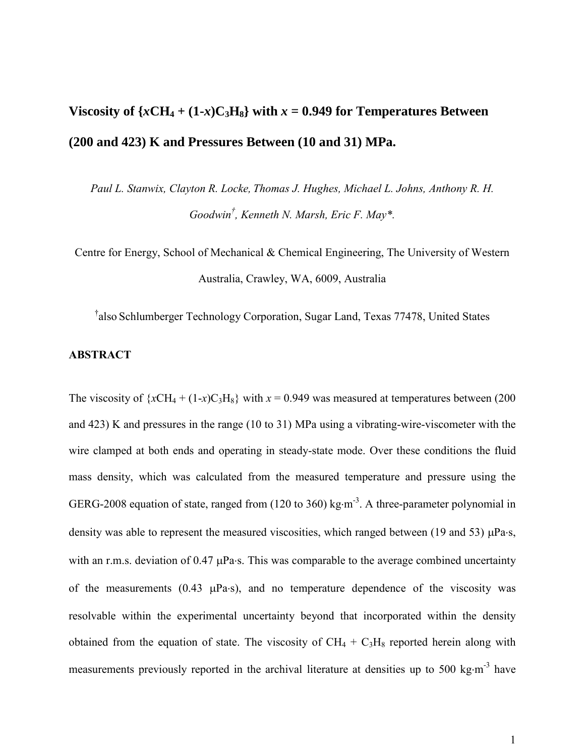# Viscosity of {$x$CH$_4$ + (1-$x$)C$_3$H$_8$} with $x$ = 0.949 for Temperatures Between (200 and 423) K and Pressures Between (10 and 31) MPa.

*Paul L. Stanwix, Clayton R. Locke, Thomas J. Hughes, Michael L. Johns, Anthony R. H. Goodwin[†], Kenneth N. Marsh, Eric F. May\*.*

Centre for Energy, School of Mechanical & Chemical Engineering, The University of Western Australia, Crawley, WA, 6009, Australia

[†]also Schlumberger Technology Corporation, Sugar Land, Texas 77478, United States

## ABSTRACT

The viscosity of {$x$CH$_4$ + (1-$x$)C$_3$H$_8$} with $x$ = 0.949 was measured at temperatures between (200 and 423) K and pressures in the range (10 to 31) MPa using a vibrating-wire-viscometer with the wire clamped at both ends and operating in steady-state mode. Over these conditions the fluid mass density, which was calculated from the measured temperature and pressure using the GERG-2008 equation of state, ranged from (120 to 360) kg·m$^{-3}$. A three-parameter polynomial in density was able to represent the measured viscosities, which ranged between (19 and 53) μPa·s, with an r.m.s. deviation of 0.47 μPa·s. This was comparable to the average combined uncertainty of the measurements (0.43 μPa·s), and no temperature dependence of the viscosity was resolvable within the experimental uncertainty beyond that incorporated within the density obtained from the equation of state. The viscosity of CH$_4$ + C$_3$H$_8$ reported herein along with measurements previously reported in the archival literature at densities up to 500 kg·m$^{-3}$ have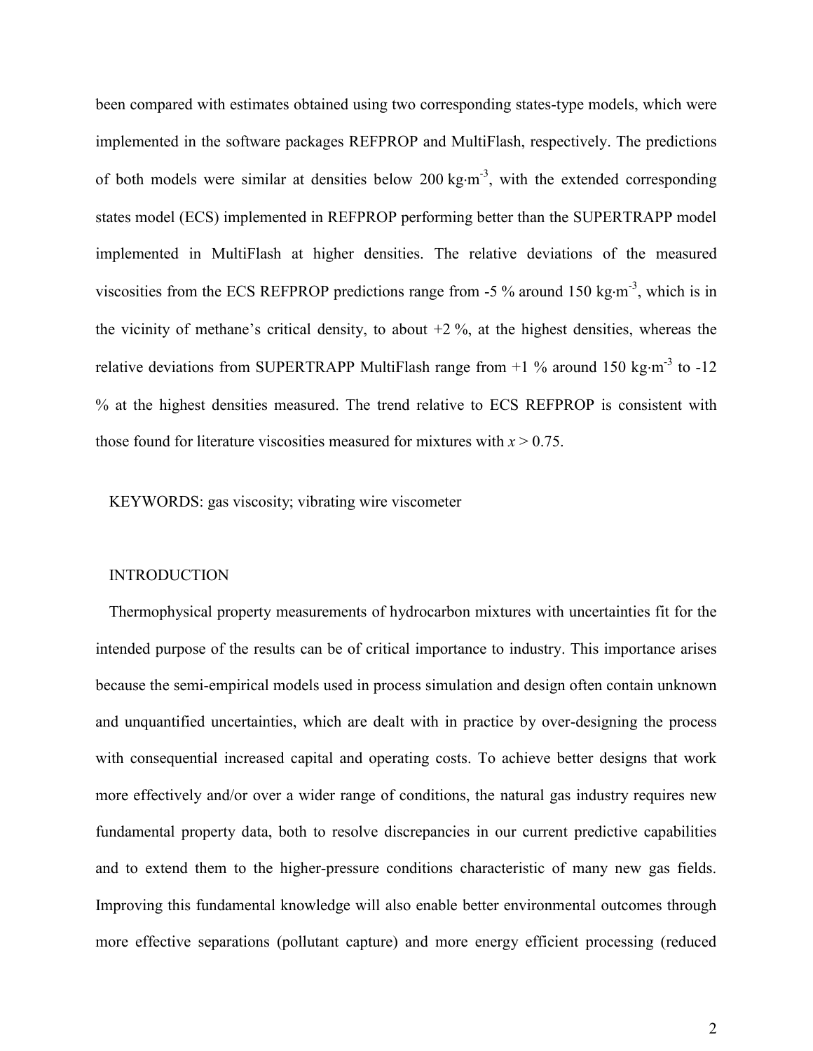been compared with estimates obtained using two corresponding states-type models, which were implemented in the software packages REFPROP and MultiFlash, respectively. The predictions of both models were similar at densities below 200 kg·m$^{-3}$, with the extended corresponding states model (ECS) implemented in REFPROP performing better than the SUPERTRAPP model implemented in MultiFlash at higher densities. The relative deviations of the measured viscosities from the ECS REFPROP predictions range from -5 % around 150 kg·m$^{-3}$, which is in the vicinity of methane's critical density, to about +2 %, at the highest densities, whereas the relative deviations from SUPERTRAPP MultiFlash range from +1 % around 150 kg·m$^{-3}$ to -12 % at the highest densities measured. The trend relative to ECS REFPROP is consistent with those found for literature viscosities measured for mixtures with $x > 0.75$.

KEYWORDS: gas viscosity; vibrating wire viscometer

## INTRODUCTION

Thermophysical property measurements of hydrocarbon mixtures with uncertainties fit for the intended purpose of the results can be of critical importance to industry. This importance arises because the semi-empirical models used in process simulation and design often contain unknown and unquantified uncertainties, which are dealt with in practice by over-designing the process with consequential increased capital and operating costs. To achieve better designs that work more effectively and/or over a wider range of conditions, the natural gas industry requires new fundamental property data, both to resolve discrepancies in our current predictive capabilities and to extend them to the higher-pressure conditions characteristic of many new gas fields. Improving this fundamental knowledge will also enable better environmental outcomes through more effective separations (pollutant capture) and more energy efficient processing (reduced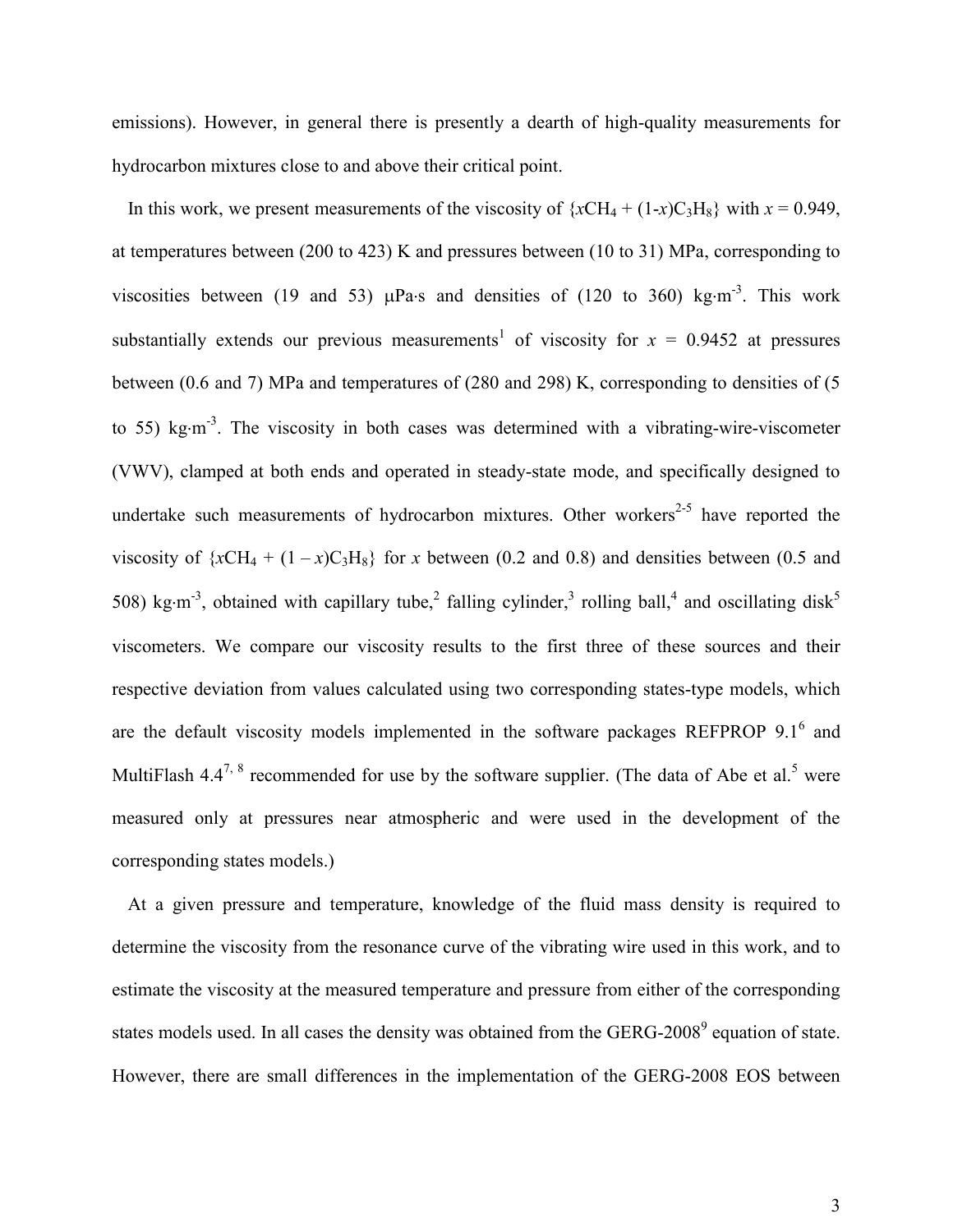emissions). However, in general there is presently a dearth of high-quality measurements for hydrocarbon mixtures close to and above their critical point.

In this work, we present measurements of the viscosity of $\{xCH_4 + (1-x)C_3H_8\}$ with $x = 0.949$, at temperatures between (200 to 423) K and pressures between (10 to 31) MPa, corresponding to viscosities between (19 and 53) μPa·s and densities of (120 to 360) $kg{\cdot}m^{-3}$. This work substantially extends our previous measurements[1] of viscosity for $x = 0.9452$ at pressures between (0.6 and 7) MPa and temperatures of (280 and 298) K, corresponding to densities of (5 to 55) $kg{\cdot}m^{-3}$. The viscosity in both cases was determined with a vibrating-wire-viscometer (VWV), clamped at both ends and operated in steady-state mode, and specifically designed to undertake such measurements of hydrocarbon mixtures. Other workers[2-5] have reported the viscosity of $\{xCH_4 + (1 - x)C_3H_8\}$ for $x$ between (0.2 and 0.8) and densities between (0.5 and 508) $kg{\cdot}m^{-3}$, obtained with capillary tube,[2] falling cylinder,[3] rolling ball,[4] and oscillating disk[5] viscometers. We compare our viscosity results to the first three of these sources and their respective deviation from values calculated using two corresponding states-type models, which are the default viscosity models implemented in the software packages REFPROP 9.1[6] and MultiFlash 4.4[7, 8] recommended for use by the software supplier. (The data of Abe et al.[5] were measured only at pressures near atmospheric and were used in the development of the corresponding states models.)

At a given pressure and temperature, knowledge of the fluid mass density is required to determine the viscosity from the resonance curve of the vibrating wire used in this work, and to estimate the viscosity at the measured temperature and pressure from either of the corresponding states models used. In all cases the density was obtained from the GERG-2008[9] equation of state. However, there are small differences in the implementation of the GERG-2008 EOS between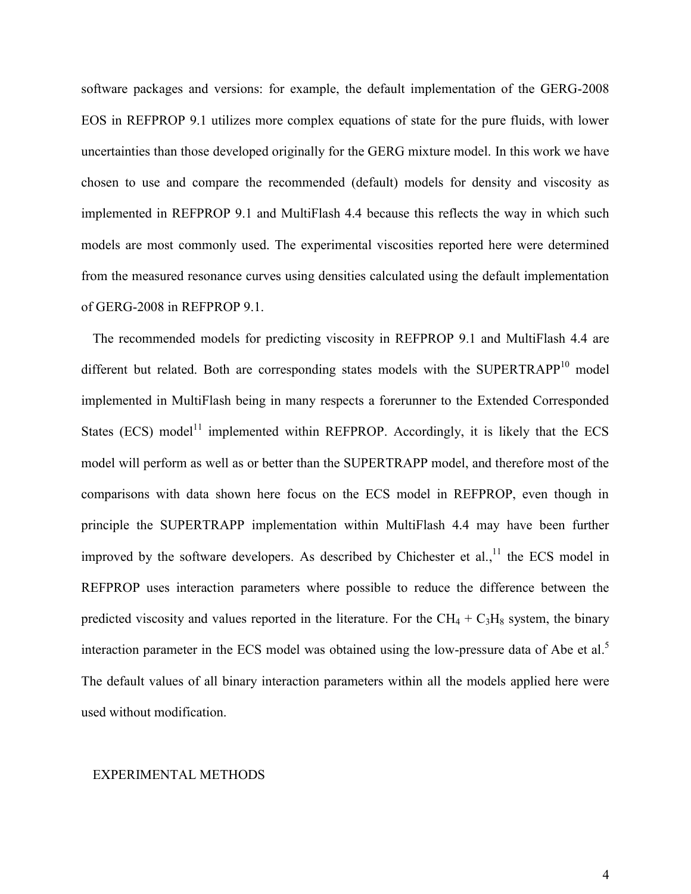software packages and versions: for example, the default implementation of the GERG-2008 EOS in REFPROP 9.1 utilizes more complex equations of state for the pure fluids, with lower uncertainties than those developed originally for the GERG mixture model. In this work we have chosen to use and compare the recommended (default) models for density and viscosity as implemented in REFPROP 9.1 and MultiFlash 4.4 because this reflects the way in which such models are most commonly used. The experimental viscosities reported here were determined from the measured resonance curves using densities calculated using the default implementation of GERG-2008 in REFPROP 9.1.

The recommended models for predicting viscosity in REFPROP 9.1 and MultiFlash 4.4 are different but related. Both are corresponding states models with the SUPERTRAPP[10] model implemented in MultiFlash being in many respects a forerunner to the Extended Corresponded States (ECS) model[11] implemented within REFPROP. Accordingly, it is likely that the ECS model will perform as well as or better than the SUPERTRAPP model, and therefore most of the comparisons with data shown here focus on the ECS model in REFPROP, even though in principle the SUPERTRAPP implementation within MultiFlash 4.4 may have been further improved by the software developers. As described by Chichester et al.,[11] the ECS model in REFPROP uses interaction parameters where possible to reduce the difference between the predicted viscosity and values reported in the literature. For the $CH_4 + C_3H_8$ system, the binary interaction parameter in the ECS model was obtained using the low-pressure data of Abe et al.[5] The default values of all binary interaction parameters within all the models applied here were used without modification.

## EXPERIMENTAL METHODS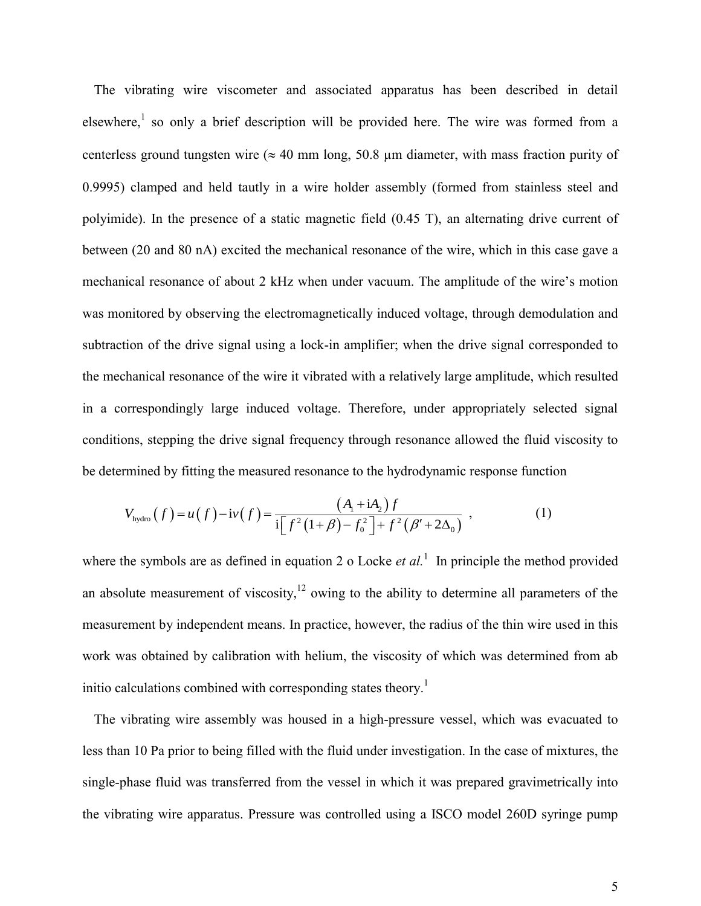The vibrating wire viscometer and associated apparatus has been described in detail elsewhere,[1] so only a brief description will be provided here. The wire was formed from a centerless ground tungsten wire (≈ 40 mm long, 50.8 μm diameter, with mass fraction purity of 0.9995) clamped and held tautly in a wire holder assembly (formed from stainless steel and polyimide). In the presence of a static magnetic field (0.45 T), an alternating drive current of between (20 and 80 nA) excited the mechanical resonance of the wire, which in this case gave a mechanical resonance of about 2 kHz when under vacuum. The amplitude of the wire's motion was monitored by observing the electromagnetically induced voltage, through demodulation and subtraction of the drive signal using a lock-in amplifier; when the drive signal corresponded to the mechanical resonance of the wire it vibrated with a relatively large amplitude, which resulted in a correspondingly large induced voltage. Therefore, under appropriately selected signal conditions, stepping the drive signal frequency through resonance allowed the fluid viscosity to be determined by fitting the measured resonance to the hydrodynamic response function

$$V_{\text{hydro}}(f) = u(f) - \mathrm{i}v(f) = \frac{(A_1 + \mathrm{i}A_2) f}{\mathrm{i}\left[ f^2 (1+\beta) - f_0^2 \right] + f^2 (\beta' + 2\Delta_0)} \quad , \tag{1}$$

where the symbols are as defined in equation 2 o Locke *et al.*[1] In principle the method provided an absolute measurement of viscosity,[12] owing to the ability to determine all parameters of the measurement by independent means. In practice, however, the radius of the thin wire used in this work was obtained by calibration with helium, the viscosity of which was determined from ab initio calculations combined with corresponding states theory.[1]

The vibrating wire assembly was housed in a high-pressure vessel, which was evacuated to less than 10 Pa prior to being filled with the fluid under investigation. In the case of mixtures, the single-phase fluid was transferred from the vessel in which it was prepared gravimetrically into the vibrating wire apparatus. Pressure was controlled using a ISCO model 260D syringe pump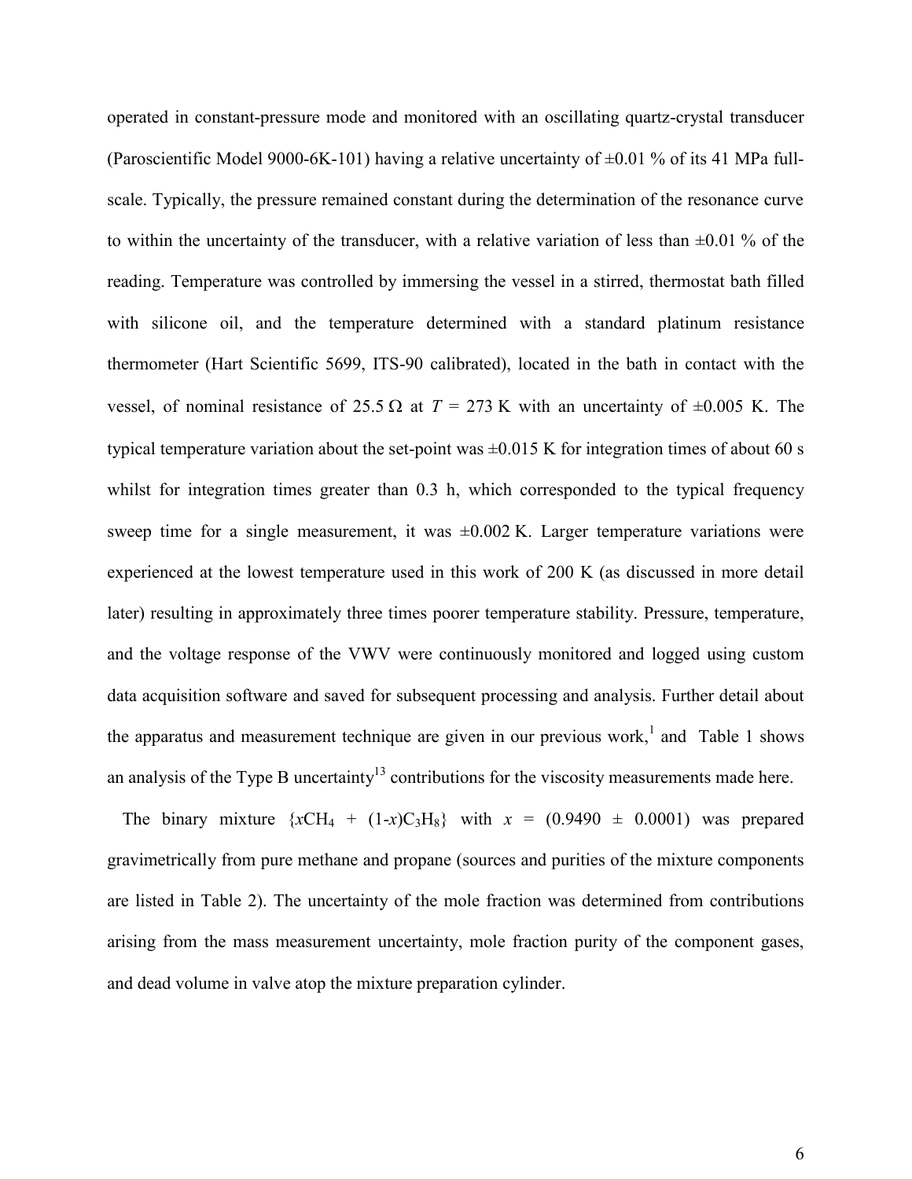operated in constant-pressure mode and monitored with an oscillating quartz-crystal transducer (Paroscientific Model 9000-6K-101) having a relative uncertainty of ±0.01 % of its 41 MPa full-scale. Typically, the pressure remained constant during the determination of the resonance curve to within the uncertainty of the transducer, with a relative variation of less than ±0.01 % of the reading. Temperature was controlled by immersing the vessel in a stirred, thermostat bath filled with silicone oil, and the temperature determined with a standard platinum resistance thermometer (Hart Scientific 5699, ITS-90 calibrated), located in the bath in contact with the vessel, of nominal resistance of 25.5 Ω at $T$ = 273 K with an uncertainty of ±0.005 K. The typical temperature variation about the set-point was ±0.015 K for integration times of about 60 s whilst for integration times greater than 0.3 h, which corresponded to the typical frequency sweep time for a single measurement, it was ±0.002 K. Larger temperature variations were experienced at the lowest temperature used in this work of 200 K (as discussed in more detail later) resulting in approximately three times poorer temperature stability. Pressure, temperature, and the voltage response of the VWV were continuously monitored and logged using custom data acquisition software and saved for subsequent processing and analysis. Further detail about the apparatus and measurement technique are given in our previous work,[1] and Table 1 shows an analysis of the Type B uncertainty[13] contributions for the viscosity measurements made here.

The binary mixture {$x$$CH_4$ + (1-$x$)$C_3H_8$} with $x$ = (0.9490 ± 0.0001) was prepared gravimetrically from pure methane and propane (sources and purities of the mixture components are listed in Table 2). The uncertainty of the mole fraction was determined from contributions arising from the mass measurement uncertainty, mole fraction purity of the component gases, and dead volume in valve atop the mixture preparation cylinder.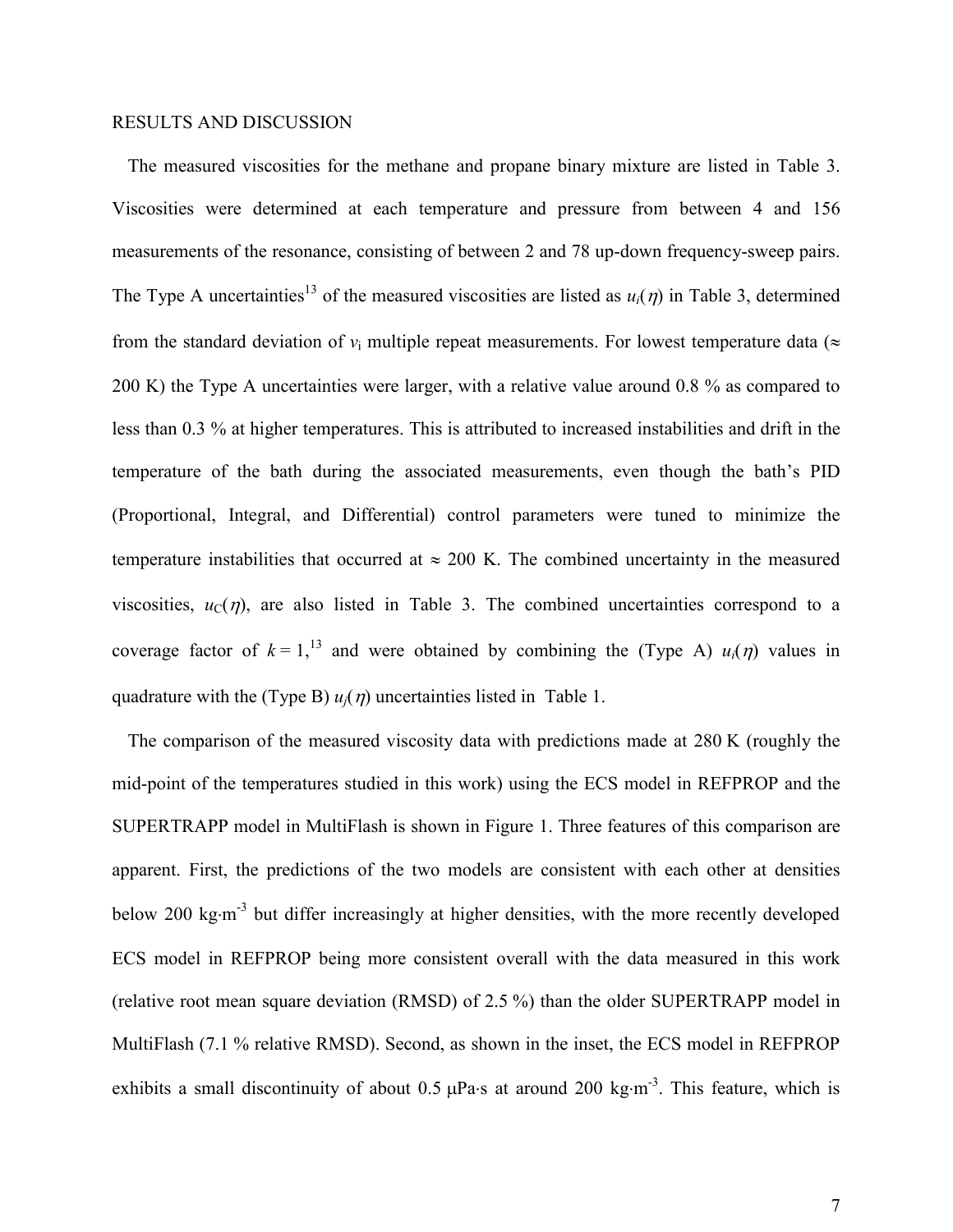RESULTS AND DISCUSSION

The measured viscosities for the methane and propane binary mixture are listed in Table 3. Viscosities were determined at each temperature and pressure from between 4 and 156 measurements of the resonance, consisting of between 2 and 78 up-down frequency-sweep pairs. The Type A uncertainties[13] of the measured viscosities are listed as $u_i(\eta)$ in Table 3, determined from the standard deviation of $v_i$ multiple repeat measurements. For lowest temperature data ($\approx$ 200 K) the Type A uncertainties were larger, with a relative value around 0.8 % as compared to less than 0.3 % at higher temperatures. This is attributed to increased instabilities and drift in the temperature of the bath during the associated measurements, even though the bath's PID (Proportional, Integral, and Differential) control parameters were tuned to minimize the temperature instabilities that occurred at $\approx$ 200 K. The combined uncertainty in the measured viscosities, $u_C(\eta)$, are also listed in Table 3. The combined uncertainties correspond to a coverage factor of $k = 1$,[13] and were obtained by combining the (Type A) $u_i(\eta)$ values in quadrature with the (Type B) $u_j(\eta)$ uncertainties listed in Table 1.

The comparison of the measured viscosity data with predictions made at 280 K (roughly the mid-point of the temperatures studied in this work) using the ECS model in REFPROP and the SUPERTRAPP model in MultiFlash is shown in Figure 1. Three features of this comparison are apparent. First, the predictions of the two models are consistent with each other at densities below 200 kg·m$^{-3}$ but differ increasingly at higher densities, with the more recently developed ECS model in REFPROP being more consistent overall with the data measured in this work (relative root mean square deviation (RMSD) of 2.5 %) than the older SUPERTRAPP model in MultiFlash (7.1 % relative RMSD). Second, as shown in the inset, the ECS model in REFPROP exhibits a small discontinuity of about 0.5 μPa·s at around 200 kg·m$^{-3}$. This feature, which is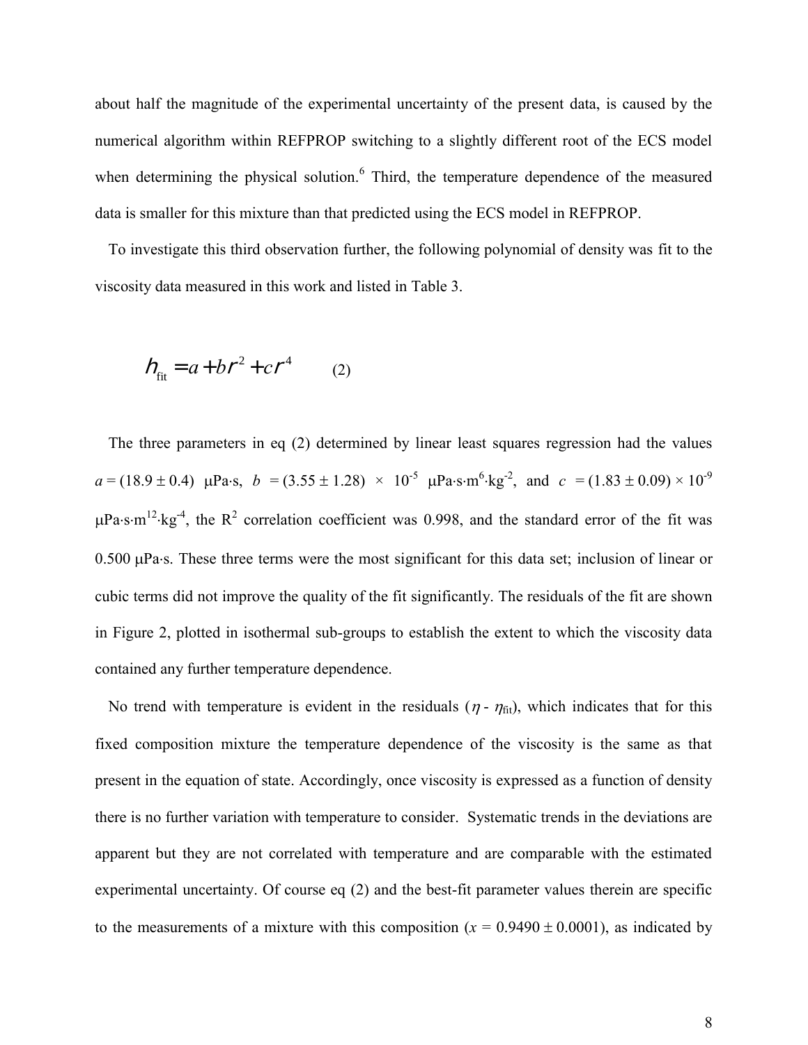about half the magnitude of the experimental uncertainty of the present data, is caused by the numerical algorithm within REFPROP switching to a slightly different root of the ECS model when determining the physical solution.[6] Third, the temperature dependence of the measured data is smaller for this mixture than that predicted using the ECS model in REFPROP.

To investigate this third observation further, the following polynomial of density was fit to the viscosity data measured in this work and listed in Table 3.

$$\eta_{\text{fit}} = a + b\rho^2 + c\rho^4 \qquad (2)$$

The three parameters in eq (2) determined by linear least squares regression had the values $a = (18.9 \pm 0.4)$ μPa·s, $b = (3.55 \pm 1.28) \times 10^{-5}$ μPa·s·m$^6$·kg$^{-2}$, and $c = (1.83 \pm 0.09) \times 10^{-9}$ μPa·s·m$^{12}$·kg$^{-4}$, the $R^2$ correlation coefficient was 0.998, and the standard error of the fit was 0.500 μPa·s. These three terms were the most significant for this data set; inclusion of linear or cubic terms did not improve the quality of the fit significantly. The residuals of the fit are shown in Figure 2, plotted in isothermal sub-groups to establish the extent to which the viscosity data contained any further temperature dependence.

No trend with temperature is evident in the residuals ($\eta$ - $\eta_{\text{fit}}$), which indicates that for this fixed composition mixture the temperature dependence of the viscosity is the same as that present in the equation of state. Accordingly, once viscosity is expressed as a function of density there is no further variation with temperature to consider. Systematic trends in the deviations are apparent but they are not correlated with temperature and are comparable with the estimated experimental uncertainty. Of course eq (2) and the best-fit parameter values therein are specific to the measurements of a mixture with this composition ($x = 0.9490 \pm 0.0001$), as indicated by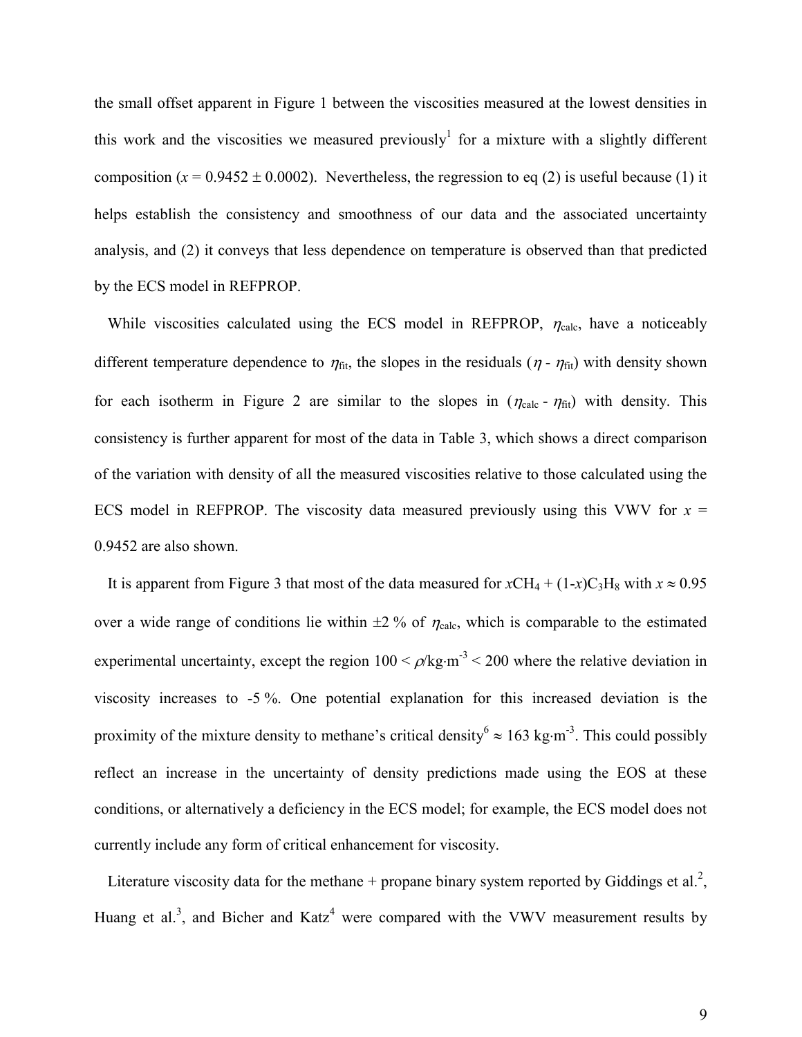the small offset apparent in Figure 1 between the viscosities measured at the lowest densities in this work and the viscosities we measured previously[1] for a mixture with a slightly different composition ($x = 0.9452 \pm 0.0002$). Nevertheless, the regression to eq (2) is useful because (1) it helps establish the consistency and smoothness of our data and the associated uncertainty analysis, and (2) it conveys that less dependence on temperature is observed than that predicted by the ECS model in REFPROP.

While viscosities calculated using the ECS model in REFPROP, $\eta_{\text{calc}}$, have a noticeably different temperature dependence to $\eta_{\text{fit}}$, the slopes in the residuals ($\eta$ - $\eta_{\text{fit}}$) with density shown for each isotherm in Figure 2 are similar to the slopes in ($\eta_{\text{calc}}$ - $\eta_{\text{fit}}$) with density. This consistency is further apparent for most of the data in Table 3, which shows a direct comparison of the variation with density of all the measured viscosities relative to those calculated using the ECS model in REFPROP. The viscosity data measured previously using this VWV for $x$ = 0.9452 are also shown.

It is apparent from Figure 3 that most of the data measured for $x\text{CH}_4 + (1\text{-}x)\text{C}_3\text{H}_8$ with $x \approx 0.95$ over a wide range of conditions lie within ±2 % of $\eta_{\text{calc}}$, which is comparable to the estimated experimental uncertainty, except the region $100 < \rho/\text{kg}\cdot\text{m}^{-3} < 200$ where the relative deviation in viscosity increases to -5 %. One potential explanation for this increased deviation is the proximity of the mixture density to methane's critical density[6] $\approx 163\ \text{kg}\cdot\text{m}^{-3}$. This could possibly reflect an increase in the uncertainty of density predictions made using the EOS at these conditions, or alternatively a deficiency in the ECS model; for example, the ECS model does not currently include any form of critical enhancement for viscosity.

Literature viscosity data for the methane + propane binary system reported by Giddings et al.[2], Huang et al.[3], and Bicher and Katz[4] were compared with the VWV measurement results by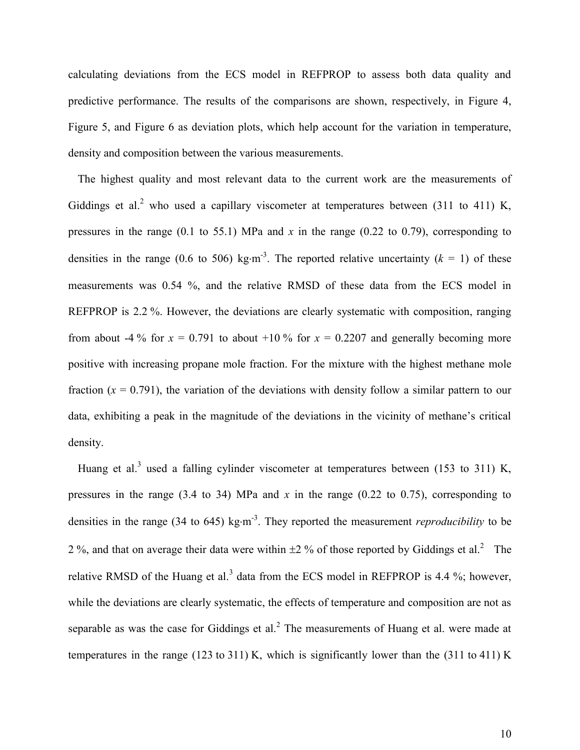calculating deviations from the ECS model in REFPROP to assess both data quality and predictive performance. The results of the comparisons are shown, respectively, in Figure 4, Figure 5, and Figure 6 as deviation plots, which help account for the variation in temperature, density and composition between the various measurements.

The highest quality and most relevant data to the current work are the measurements of Giddings et al.[2] who used a capillary viscometer at temperatures between (311 to 411) K, pressures in the range (0.1 to 55.1) MPa and $x$ in the range (0.22 to 0.79), corresponding to densities in the range (0.6 to 506) kg·m$^{-3}$. The reported relative uncertainty ($k$ = 1) of these measurements was 0.54 %, and the relative RMSD of these data from the ECS model in REFPROP is 2.2 %. However, the deviations are clearly systematic with composition, ranging from about -4 % for $x$ = 0.791 to about +10 % for $x$ = 0.2207 and generally becoming more positive with increasing propane mole fraction. For the mixture with the highest methane mole fraction ($x$ = 0.791), the variation of the deviations with density follow a similar pattern to our data, exhibiting a peak in the magnitude of the deviations in the vicinity of methane's critical density.

Huang et al.[3] used a falling cylinder viscometer at temperatures between (153 to 311) K, pressures in the range (3.4 to 34) MPa and $x$ in the range (0.22 to 0.75), corresponding to densities in the range (34 to 645) kg·m$^{-3}$. They reported the measurement *reproducibility* to be 2 %, and that on average their data were within ±2 % of those reported by Giddings et al.[2] The relative RMSD of the Huang et al.[3] data from the ECS model in REFPROP is 4.4 %; however, while the deviations are clearly systematic, the effects of temperature and composition are not as separable as was the case for Giddings et al.[2] The measurements of Huang et al. were made at temperatures in the range (123 to 311) K, which is significantly lower than the (311 to 411) K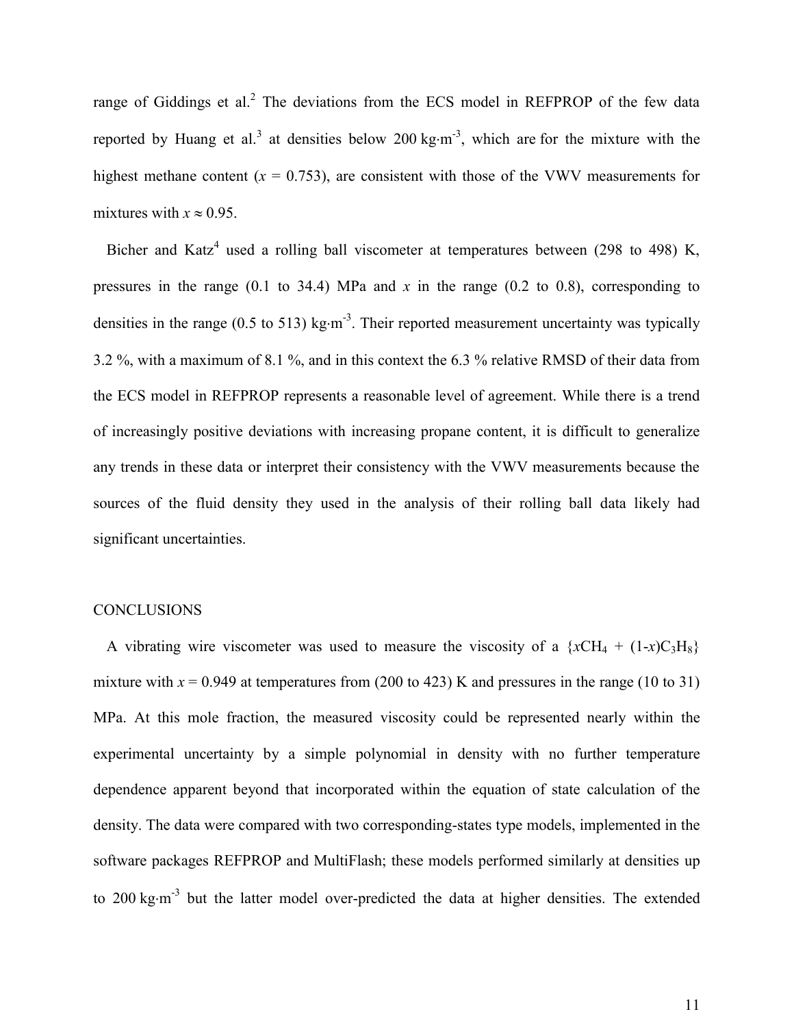range of Giddings et al.[2] The deviations from the ECS model in REFPROP of the few data reported by Huang et al.[3] at densities below 200 kg·m$^{-3}$, which are for the mixture with the highest methane content ($x$ = 0.753), are consistent with those of the VWV measurements for mixtures with $x \approx 0.95$.

Bicher and Katz[4] used a rolling ball viscometer at temperatures between (298 to 498) K, pressures in the range (0.1 to 34.4) MPa and $x$ in the range (0.2 to 0.8), corresponding to densities in the range (0.5 to 513) kg·m$^{-3}$. Their reported measurement uncertainty was typically 3.2 %, with a maximum of 8.1 %, and in this context the 6.3 % relative RMSD of their data from the ECS model in REFPROP represents a reasonable level of agreement. While there is a trend of increasingly positive deviations with increasing propane content, it is difficult to generalize any trends in these data or interpret their consistency with the VWV measurements because the sources of the fluid density they used in the analysis of their rolling ball data likely had significant uncertainties.

## CONCLUSIONS

A vibrating wire viscometer was used to measure the viscosity of a $\{x\mathrm{CH_4} + (1\text{-}x)\mathrm{C_3H_8}\}$ mixture with $x$ = 0.949 at temperatures from (200 to 423) K and pressures in the range (10 to 31) MPa. At this mole fraction, the measured viscosity could be represented nearly within the experimental uncertainty by a simple polynomial in density with no further temperature dependence apparent beyond that incorporated within the equation of state calculation of the density. The data were compared with two corresponding-states type models, implemented in the software packages REFPROP and MultiFlash; these models performed similarly at densities up to 200 kg·m$^{-3}$ but the latter model over-predicted the data at higher densities. The extended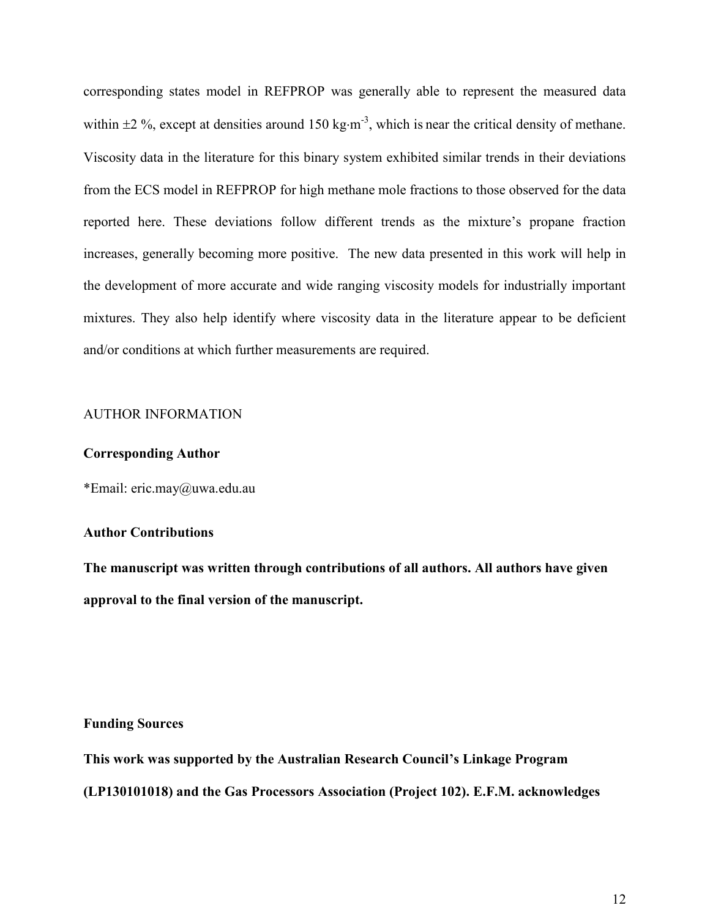corresponding states model in REFPROP was generally able to represent the measured data within ±2 %, except at densities around 150 kg·m$^{-3}$, which is near the critical density of methane. Viscosity data in the literature for this binary system exhibited similar trends in their deviations from the ECS model in REFPROP for high methane mole fractions to those observed for the data reported here. These deviations follow different trends as the mixture's propane fraction increases, generally becoming more positive. The new data presented in this work will help in the development of more accurate and wide ranging viscosity models for industrially important mixtures. They also help identify where viscosity data in the literature appear to be deficient and/or conditions at which further measurements are required.

AUTHOR INFORMATION

**Corresponding Author**

*Email: eric.may@uwa.edu.au

**Author Contributions**

**The manuscript was written through contributions of all authors. All authors have given approval to the final version of the manuscript.**

**Funding Sources**

**This work was supported by the Australian Research Council's Linkage Program (LP130101018) and the Gas Processors Association (Project 102). E.F.M. acknowledges**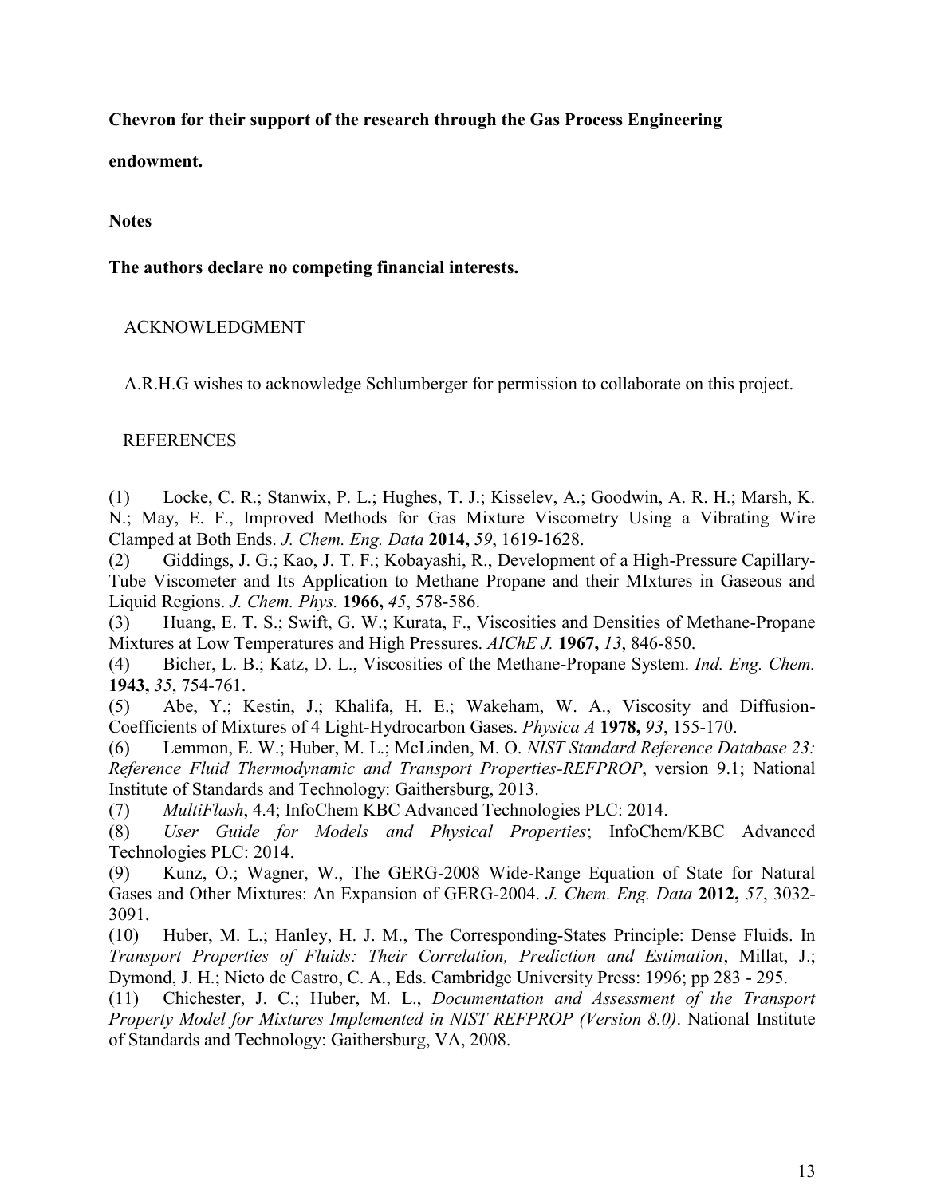**Chevron for their support of the research through the Gas Process Engineering endowment.**

**Notes**

**The authors declare no competing financial interests.**

ACKNOWLEDGMENT

A.R.H.G wishes to acknowledge Schlumberger for permission to collaborate on this project.

REFERENCES

(1) Locke, C. R.; Stanwix, P. L.; Hughes, T. J.; Kisselev, A.; Goodwin, A. R. H.; Marsh, K. N.; May, E. F., Improved Methods for Gas Mixture Viscometry Using a Vibrating Wire Clamped at Both Ends. *J. Chem. Eng. Data* **2014,** *59*, 1619-1628.

(2) Giddings, J. G.; Kao, J. T. F.; Kobayashi, R., Development of a High-Pressure Capillary-Tube Viscometer and Its Application to Methane Propane and their MIxtures in Gaseous and Liquid Regions. *J. Chem. Phys.* **1966,** *45*, 578-586.

(3) Huang, E. T. S.; Swift, G. W.; Kurata, F., Viscosities and Densities of Methane-Propane Mixtures at Low Temperatures and High Pressures. *AIChE J.* **1967,** *13*, 846-850.

(4) Bicher, L. B.; Katz, D. L., Viscosities of the Methane-Propane System. *Ind. Eng. Chem.* **1943,** *35*, 754-761.

(5) Abe, Y.; Kestin, J.; Khalifa, H. E.; Wakeham, W. A., Viscosity and Diffusion-Coefficients of Mixtures of 4 Light-Hydrocarbon Gases. *Physica A* **1978,** *93*, 155-170.

(6) Lemmon, E. W.; Huber, M. L.; McLinden, M. O. *NIST Standard Reference Database 23: Reference Fluid Thermodynamic and Transport Properties-REFPROP*, version 9.1; National Institute of Standards and Technology: Gaithersburg, 2013.

(7) *MultiFlash*, 4.4; InfoChem KBC Advanced Technologies PLC: 2014.

(8) *User Guide for Models and Physical Properties*; InfoChem/KBC Advanced Technologies PLC: 2014.

(9) Kunz, O.; Wagner, W., The GERG-2008 Wide-Range Equation of State for Natural Gases and Other Mixtures: An Expansion of GERG-2004. *J. Chem. Eng. Data* **2012,** *57*, 3032-3091.

(10) Huber, M. L.; Hanley, H. J. M., The Corresponding-States Principle: Dense Fluids. In *Transport Properties of Fluids: Their Correlation, Prediction and Estimation*, Millat, J.; Dymond, J. H.; Nieto de Castro, C. A., Eds. Cambridge University Press: 1996; pp 283 - 295.

(11) Chichester, J. C.; Huber, M. L., *Documentation and Assessment of the Transport Property Model for Mixtures Implemented in NIST REFPROP (Version 8.0)*. National Institute of Standards and Technology: Gaithersburg, VA, 2008.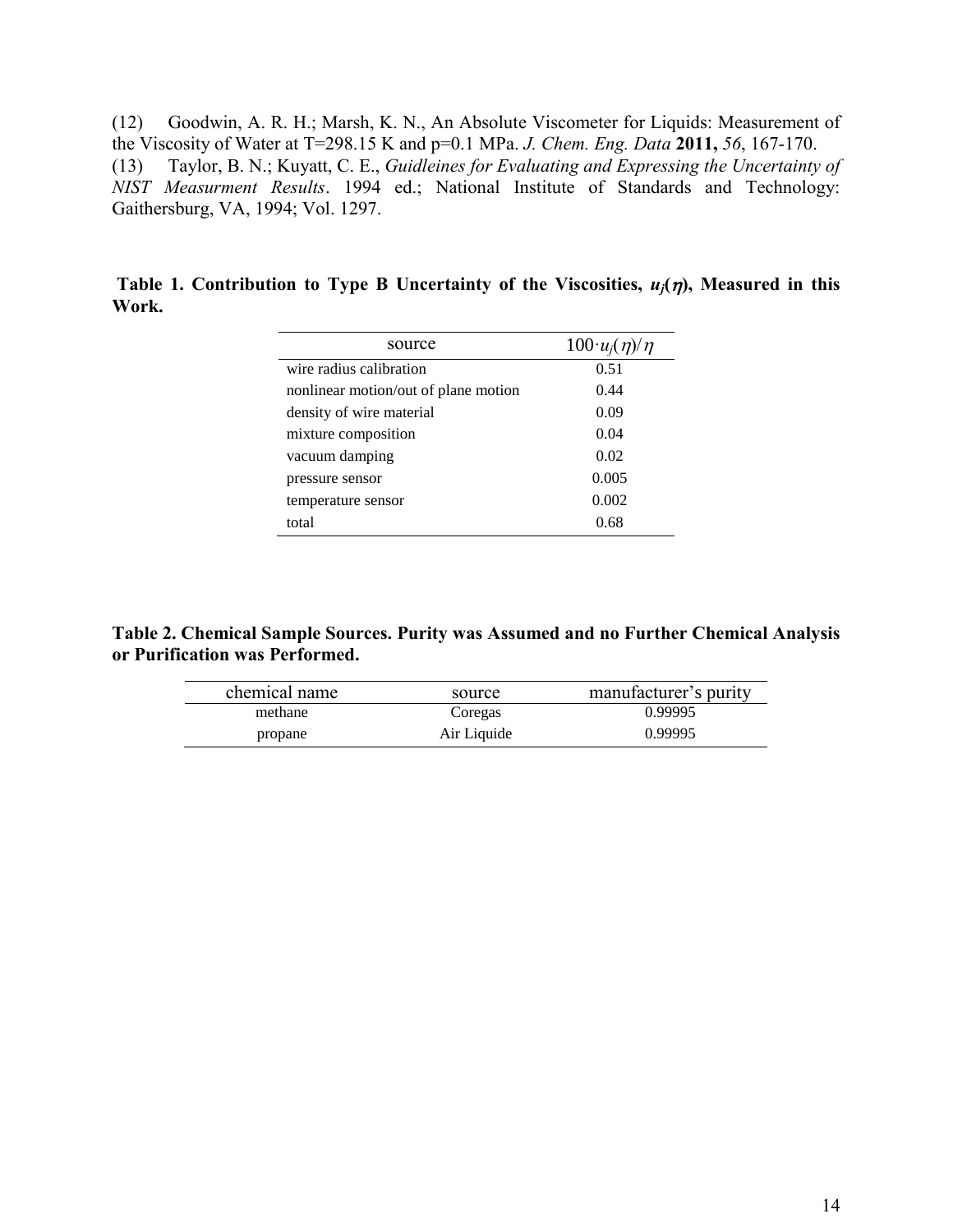(12) Goodwin, A. R. H.; Marsh, K. N., An Absolute Viscometer for Liquids: Measurement of the Viscosity of Water at T=298.15 K and p=0.1 MPa. *J. Chem. Eng. Data* **2011,** *56*, 167-170.

(13) Taylor, B. N.; Kuyatt, C. E., *Guidleines for Evaluating and Expressing the Uncertainty of NIST Measurment Results*. 1994 ed.; National Institute of Standards and Technology: Gaithersburg, VA, 1994; Vol. 1297.

**Table 1. Contribution to Type B Uncertainty of the Viscosities, $u_j(\eta)$, Measured in this Work.**

| source | $100 \cdot u_j(\eta)/\eta$ |
|---|---|
| wire radius calibration | 0.51 |
| nonlinear motion/out of plane motion | 0.44 |
| density of wire material | 0.09 |
| mixture composition | 0.04 |
| vacuum damping | 0.02 |
| pressure sensor | 0.005 |
| temperature sensor | 0.002 |
| total | 0.68 |

**Table 2. Chemical Sample Sources. Purity was Assumed and no Further Chemical Analysis or Purification was Performed.**

| chemical name | source | manufacturer's purity |
|---|---|---|
| methane | Coregas | 0.99995 |
| propane | Air Liquide | 0.99995 |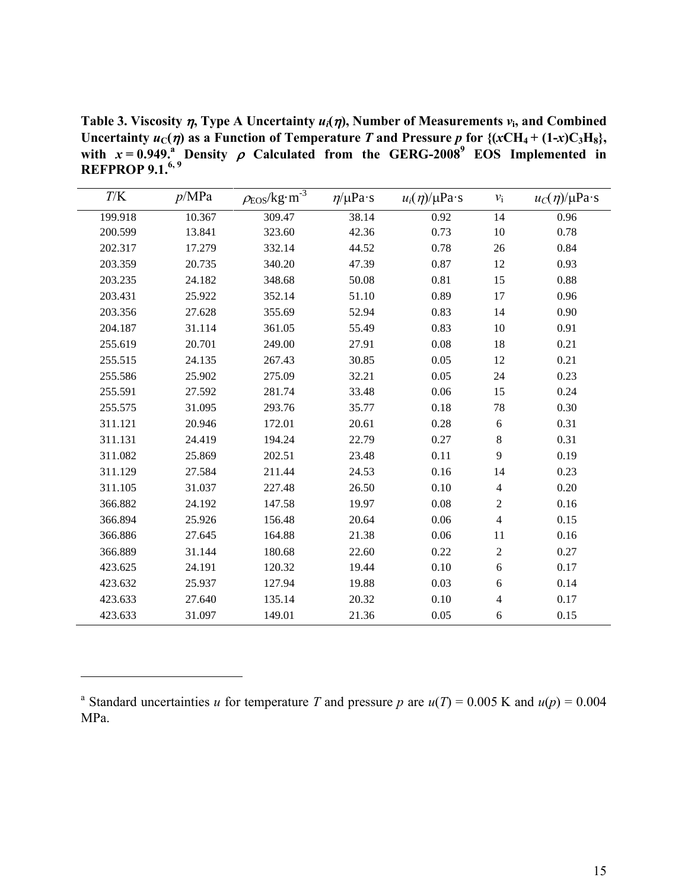**Table 3. Viscosity $\eta$, Type A Uncertainty $u_i(\eta)$, Number of Measurements $v_i$, and Combined Uncertainty $u_C(\eta)$ as a Function of Temperature $T$ and Pressure $p$ for $\{(xCH_4 + (1-x)C_3H_8\}$, with $x = 0.949$.[a] Density $\rho$ Calculated from the GERG-2008[9] EOS Implemented in REFPROP 9.1.[6, 9]**

| $T$/K | $p$/MPa | $\rho_{EOS}$/kg·m$^{-3}$ | $\eta$/μPa·s | $u_i(\eta)$/μPa·s | $v_i$ | $u_C(\eta)$/μPa·s |
|---|---|---|---|---|---|---|
| 199.918 | 10.367 | 309.47 | 38.14 | 0.92 | 14 | 0.96 |
| 200.599 | 13.841 | 323.60 | 42.36 | 0.73 | 10 | 0.78 |
| 202.317 | 17.279 | 332.14 | 44.52 | 0.78 | 26 | 0.84 |
| 203.359 | 20.735 | 340.20 | 47.39 | 0.87 | 12 | 0.93 |
| 203.235 | 24.182 | 348.68 | 50.08 | 0.81 | 15 | 0.88 |
| 203.431 | 25.922 | 352.14 | 51.10 | 0.89 | 17 | 0.96 |
| 203.356 | 27.628 | 355.69 | 52.94 | 0.83 | 14 | 0.90 |
| 204.187 | 31.114 | 361.05 | 55.49 | 0.83 | 10 | 0.91 |
| 255.619 | 20.701 | 249.00 | 27.91 | 0.08 | 18 | 0.21 |
| 255.515 | 24.135 | 267.43 | 30.85 | 0.05 | 12 | 0.21 |
| 255.586 | 25.902 | 275.09 | 32.21 | 0.05 | 24 | 0.23 |
| 255.591 | 27.592 | 281.74 | 33.48 | 0.06 | 15 | 0.24 |
| 255.575 | 31.095 | 293.76 | 35.77 | 0.18 | 78 | 0.30 |
| 311.121 | 20.946 | 172.01 | 20.61 | 0.28 | 6 | 0.31 |
| 311.131 | 24.419 | 194.24 | 22.79 | 0.27 | 8 | 0.31 |
| 311.082 | 25.869 | 202.51 | 23.48 | 0.11 | 9 | 0.19 |
| 311.129 | 27.584 | 211.44 | 24.53 | 0.16 | 14 | 0.23 |
| 311.105 | 31.037 | 227.48 | 26.50 | 0.10 | 4 | 0.20 |
| 366.882 | 24.192 | 147.58 | 19.97 | 0.08 | 2 | 0.16 |
| 366.894 | 25.926 | 156.48 | 20.64 | 0.06 | 4 | 0.15 |
| 366.886 | 27.645 | 164.88 | 21.38 | 0.06 | 11 | 0.16 |
| 366.889 | 31.144 | 180.68 | 22.60 | 0.22 | 2 | 0.27 |
| 423.625 | 24.191 | 120.32 | 19.44 | 0.10 | 6 | 0.17 |
| 423.632 | 25.937 | 127.94 | 19.88 | 0.03 | 6 | 0.14 |
| 423.633 | 27.640 | 135.14 | 20.32 | 0.10 | 4 | 0.17 |
| 423.633 | 31.097 | 149.01 | 21.36 | 0.05 | 6 | 0.15 |

[a] Standard uncertainties $u$ for temperature $T$ and pressure $p$ are $u(T) = 0.005$ K and $u(p) = 0.004$ MPa.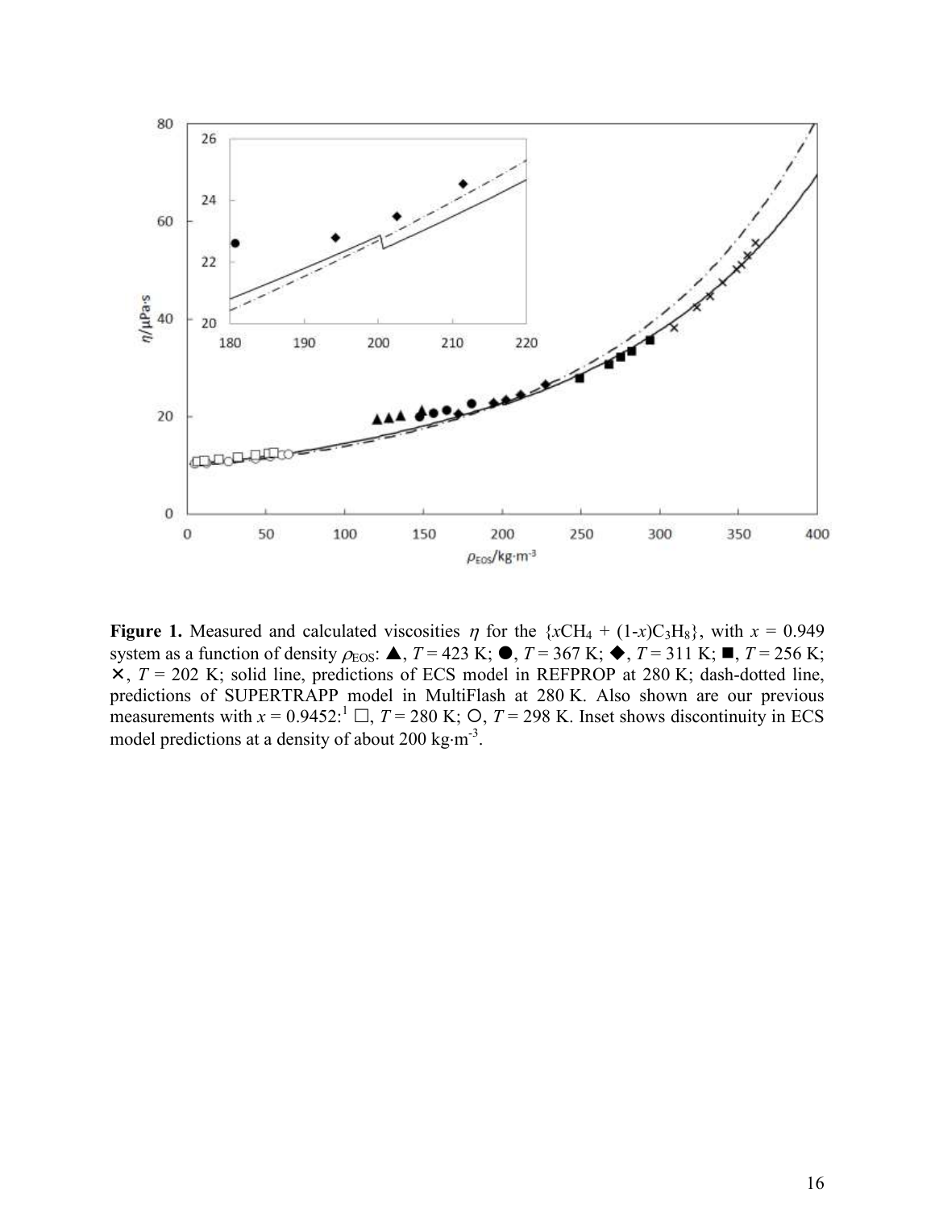**Figure 1.** Measured and calculated viscosities $\eta$ for the $\{xCH_4 + (1\text{-}x)C_3H_8\}$, with $x = 0.949$ system as a function of density $\rho_{EOS}$: ▲, $T = 423$ K; ●, $T = 367$ K; ◆, $T = 311$ K; ■, $T = 256$ K; ×, $T = 202$ K; solid line, predictions of ECS model in REFPROP at 280 K; dash-dotted line, predictions of SUPERTRAPP model in MultiFlash at 280 K. Also shown are our previous measurements with $x = 0.9452$:[1] □, $T = 280$ K; ○, $T = 298$ K. Inset shows discontinuity in ECS model predictions at a density of about 200 kg·m$^{-3}$.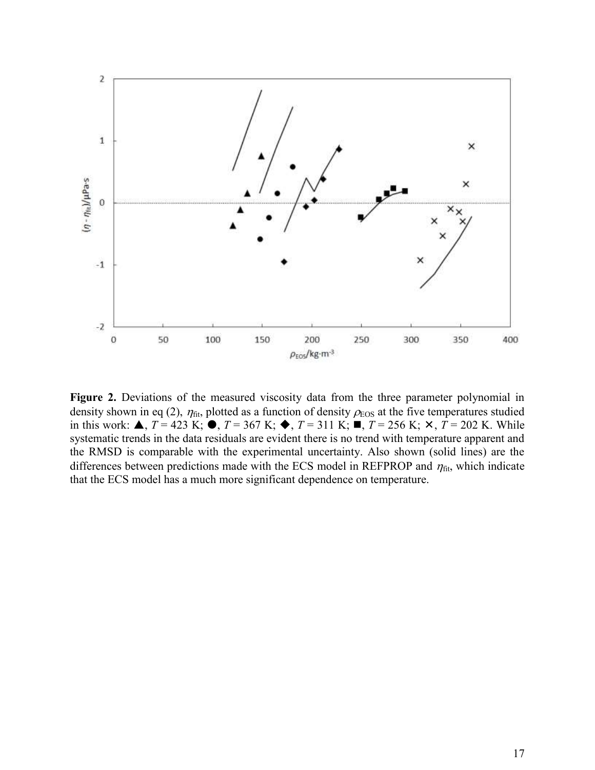**Figure 2.** Deviations of the measured viscosity data from the three parameter polynomial in density shown in eq (2), $\eta_{\text{fit}}$, plotted as a function of density $\rho_{\text{EOS}}$ at the five temperatures studied in this work: ▲, $T$ = 423 K; ●, $T$ = 367 K; ◆, $T$ = 311 K; ■, $T$ = 256 K; ✕, $T$ = 202 K. While systematic trends in the data residuals are evident there is no trend with temperature apparent and the RMSD is comparable with the experimental uncertainty. Also shown (solid lines) are the differences between predictions made with the ECS model in REFPROP and $\eta_{\text{fit}}$, which indicate that the ECS model has a much more significant dependence on temperature.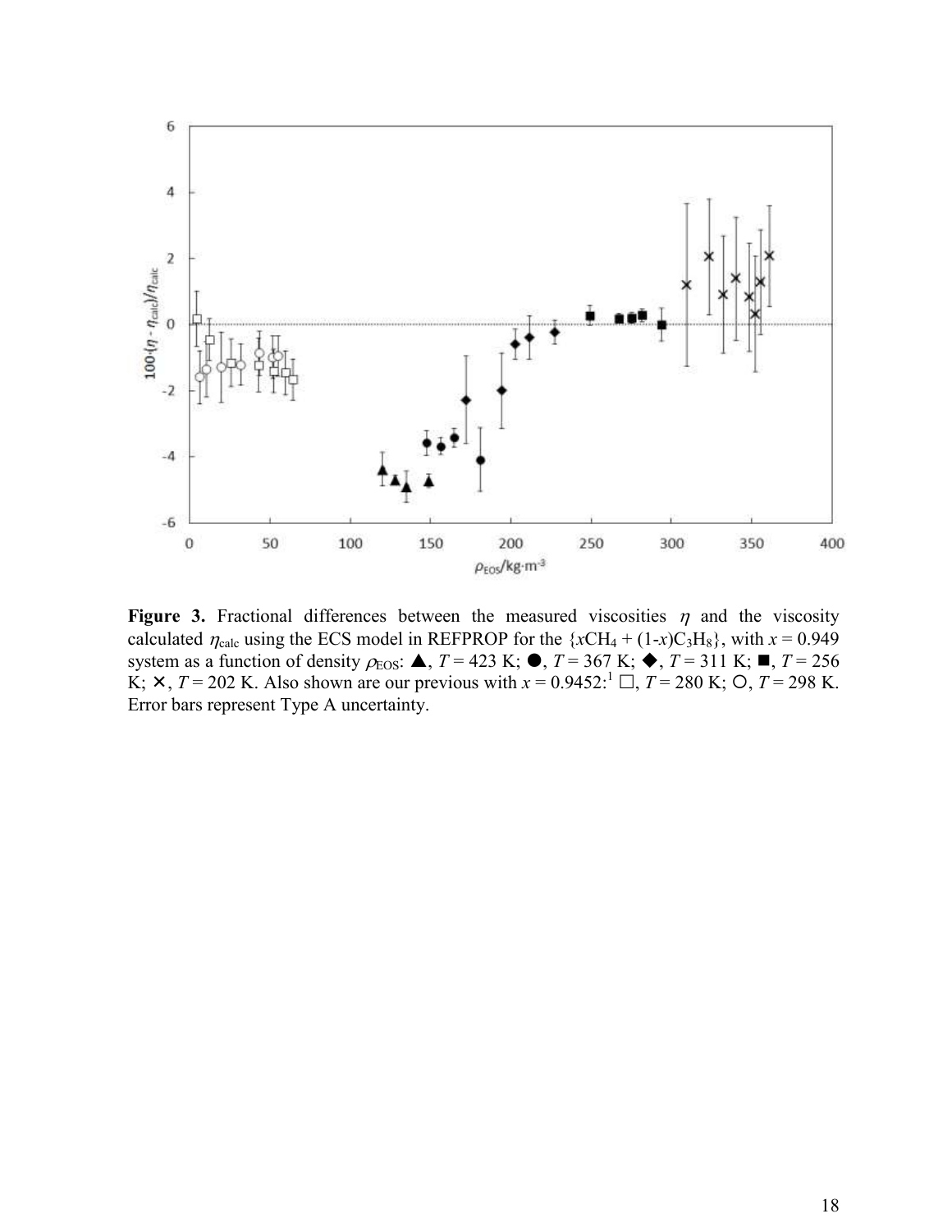**Figure 3.** Fractional differences between the measured viscosities $\eta$ and the viscosity calculated $\eta_{calc}$ using the ECS model in REFPROP for the $\{xCH_4 + (1\text{-}x)C_3H_8\}$, with $x = 0.949$ system as a function of density $\rho_{EOS}$: ▲, $T = 423$ K; ●, $T = 367$ K; ◆, $T = 311$ K; ■, $T = 256$ K; ✕, $T = 202$ K. Also shown are our previous with $x = 0.9452$:[1] □, $T = 280$ K; ○, $T = 298$ K. Error bars represent Type A uncertainty.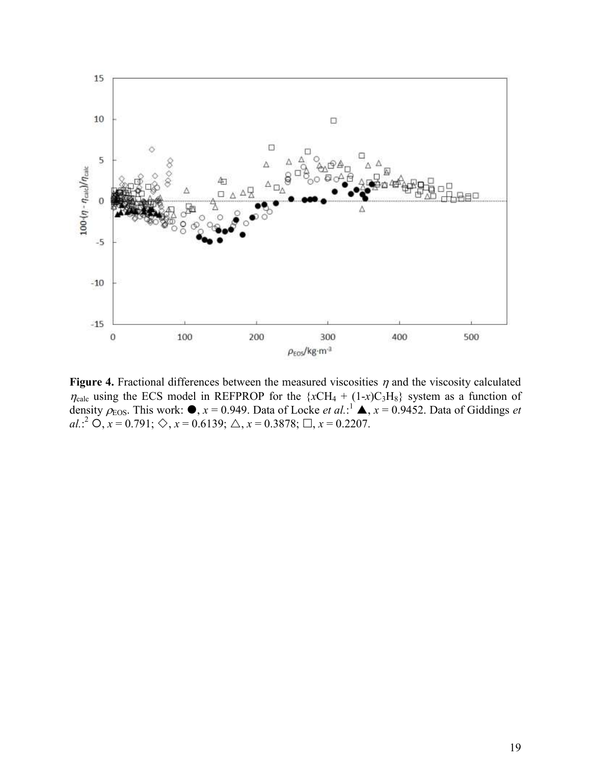**Figure 4.** Fractional differences between the measured viscosities $\eta$ and the viscosity calculated $\eta_{calc}$ using the ECS model in REFPROP for the $\{xCH_4 + (1\text{-}x)C_3H_8\}$ system as a function of density $\rho_{EOS}$. This work: ●, $x = 0.949$. Data of Locke *et al.*:[1] ▲, $x = 0.9452$. Data of Giddings *et al.*:[2] ○, $x = 0.791$; ◇, $x = 0.6139$; △, $x = 0.3878$; □, $x = 0.2207$.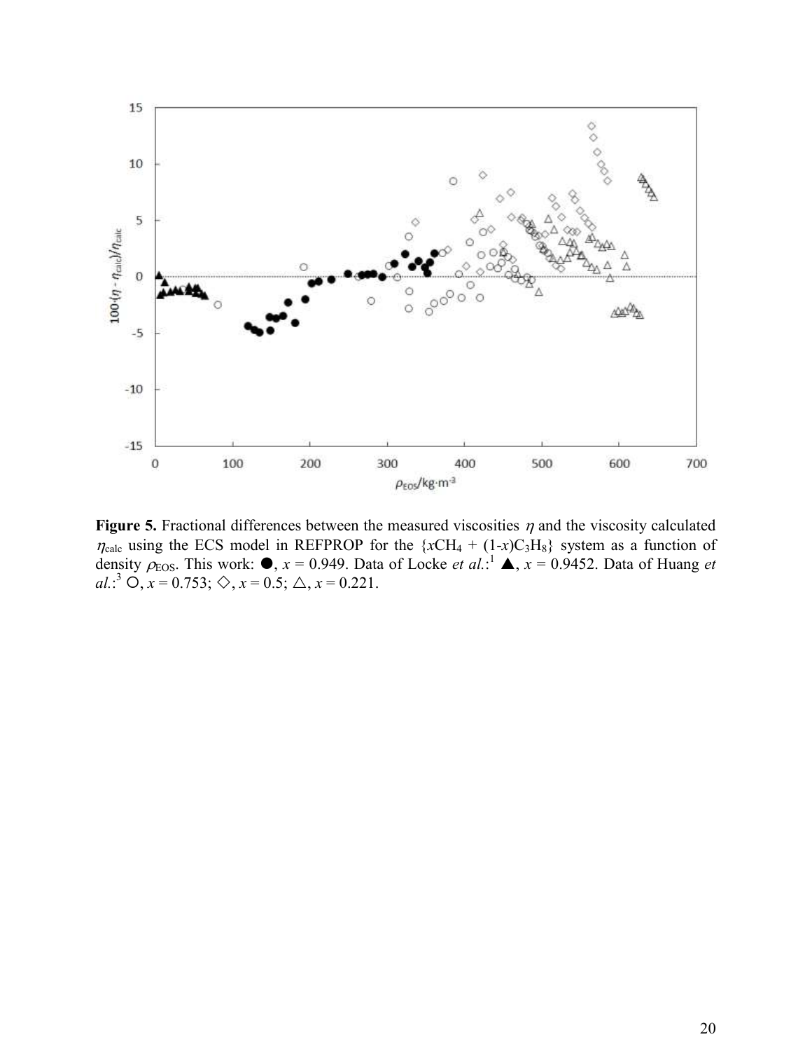**Figure 5.** Fractional differences between the measured viscosities $\eta$ and the viscosity calculated $\eta_{calc}$ using the ECS model in REFPROP for the $\{xCH_4 + (1\text{-}x)C_3H_8\}$ system as a function of density $\rho_{EOS}$. This work: ●, $x$ = 0.949. Data of Locke *et al.*:[1] ▲, $x$ = 0.9452. Data of Huang *et al.*:[3] ○, $x$ = 0.753; ◇, $x$ = 0.5; △, $x$ = 0.221.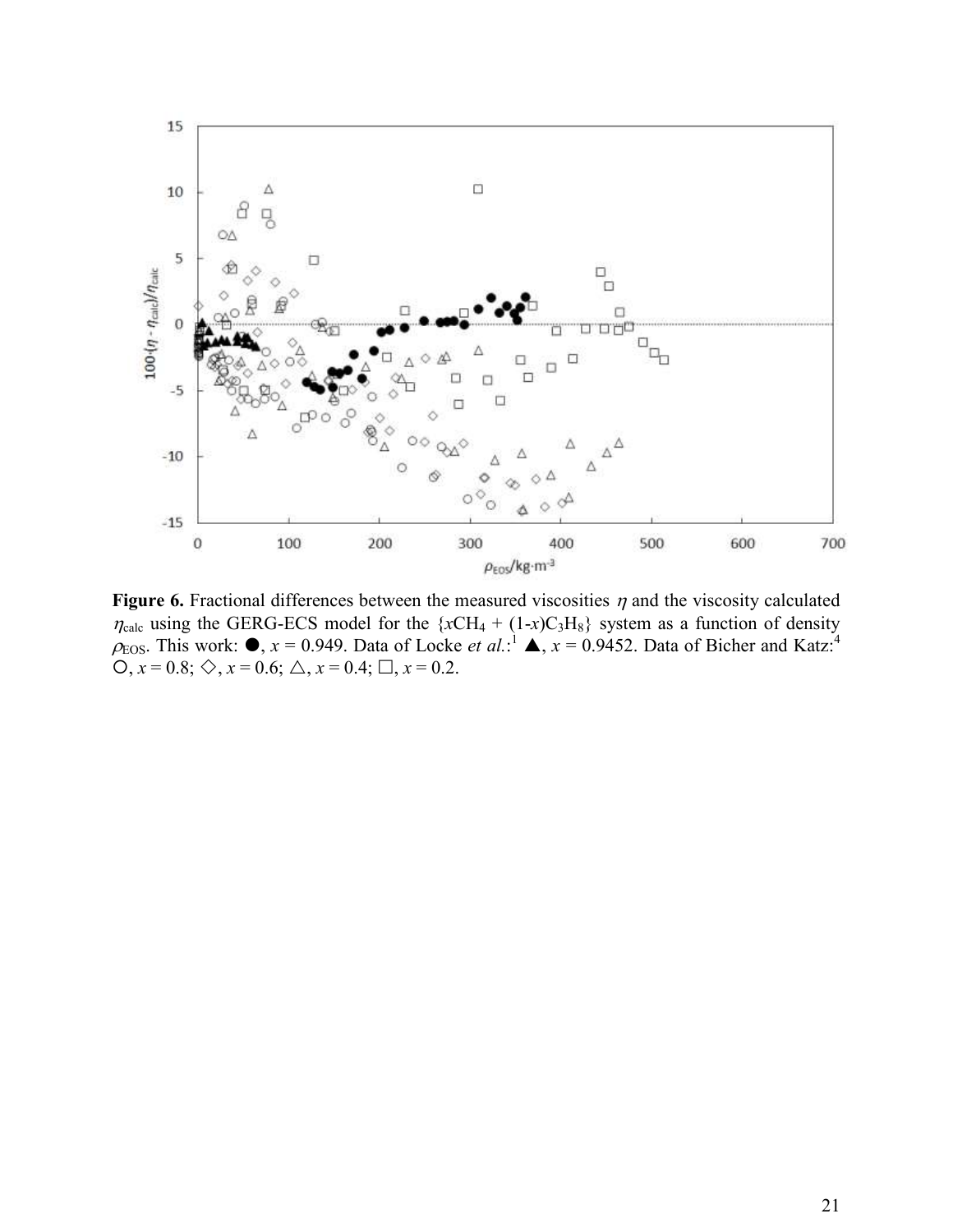**Figure 6.** Fractional differences between the measured viscosities $\eta$ and the viscosity calculated $\eta_{calc}$ using the GERG-ECS model for the $\{xCH_4 + (1-x)C_3H_8\}$ system as a function of density $\rho_{EOS}$. This work: ●, $x$ = 0.949. Data of Locke *et al.*:[1] ▲, $x$ = 0.9452. Data of Bicher and Katz:[4] ○, $x$ = 0.8; ◇, $x$ = 0.6; △, $x$ = 0.4; □, $x$ = 0.2.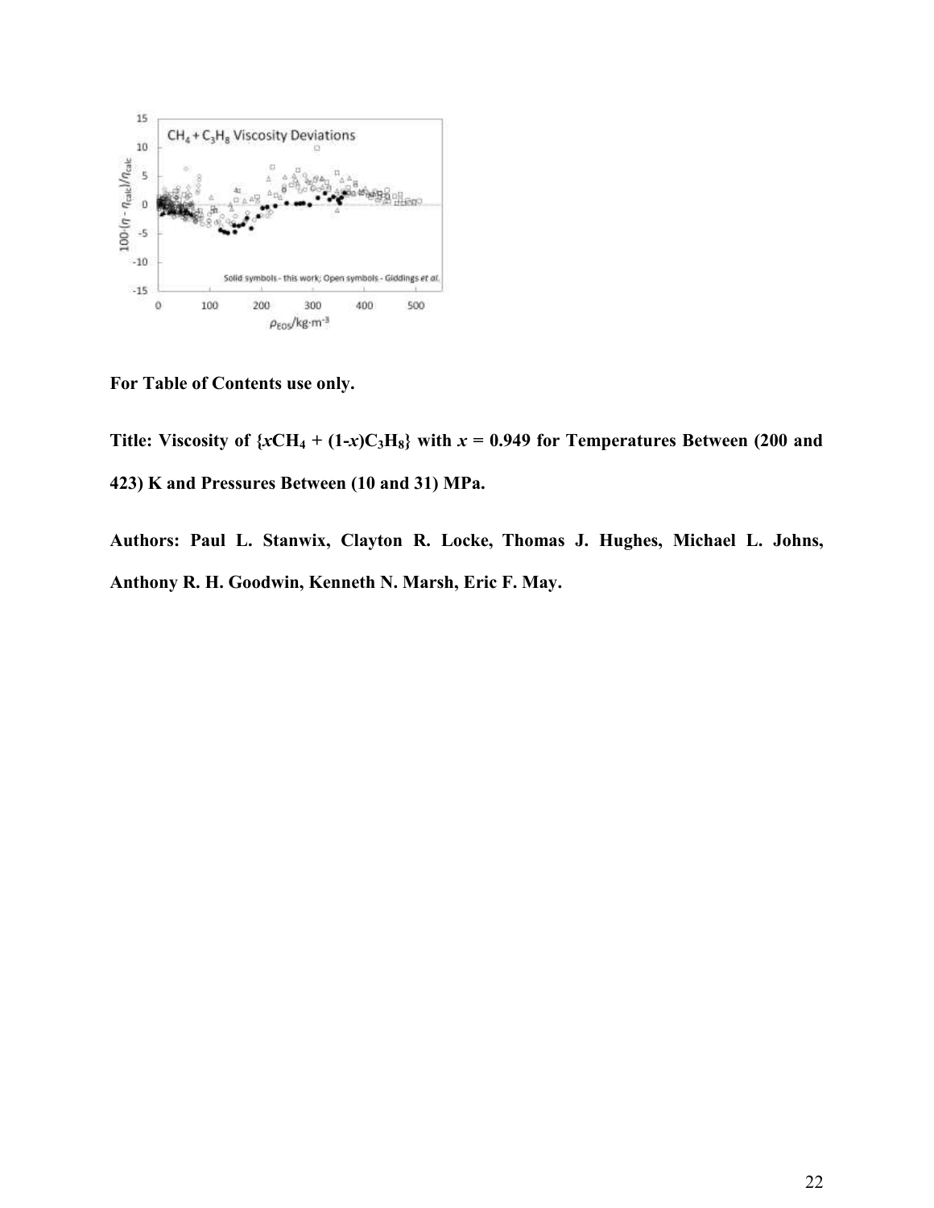$CH_4 + C_3H_8$ Viscosity Deviations

$100 \cdot (\eta - \eta_{calc})/\eta_{calc}$

15
10
5
0
-5
-10
-15

0
100
200
300
400
500

$\rho_{EOS}/kg \cdot m^{-3}$

Solid symbols - this work; Open symbols - Giddings *et al.*

**For Table of Contents use only.**

**Title: Viscosity of {$x$CH$_4$ + (1-$x$)C$_3$H$_8$} with $x$ = 0.949 for Temperatures Between (200 and 423) K and Pressures Between (10 and 31) MPa.**

**Authors: Paul L. Stanwix, Clayton R. Locke, Thomas J. Hughes, Michael L. Johns, Anthony R. H. Goodwin, Kenneth N. Marsh, Eric F. May.**